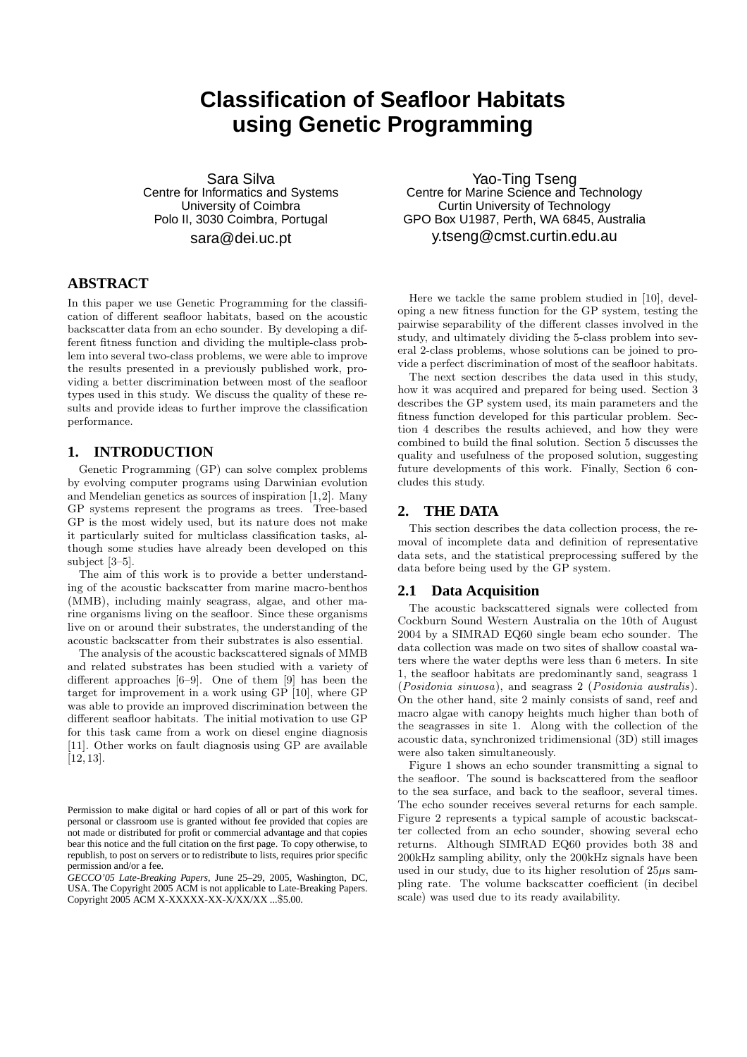# Classification of Seafloor Habitats using Genetic Programming

Sara Silva
Centre for Informatics and Systems
University of Coimbra
Polo II, 3030 Coimbra, Portugal
sara@dei.uc.pt

Yao-Ting Tseng
Centre for Marine Science and Technology
Curtin University of Technology
GPO Box U1987, Perth, WA 6845, Australia
y.tseng@cmst.curtin.edu.au

## ABSTRACT

In this paper we use Genetic Programming for the classification of different seafloor habitats, based on the acoustic backscatter data from an echo sounder. By developing a different fitness function and dividing the multiple-class problem into several two-class problems, we were able to improve the results presented in a previously published work, providing a better discrimination between most of the seafloor types used in this study. We discuss the quality of these results and provide ideas to further improve the classification performance.

## 1. INTRODUCTION

Genetic Programming (GP) can solve complex problems by evolving computer programs using Darwinian evolution and Mendelian genetics as sources of inspiration [1,2]. Many GP systems represent the programs as trees. Tree-based GP is the most widely used, but its nature does not make it particularly suited for multiclass classification tasks, although some studies have already been developed on this subject [3–5].

The aim of this work is to provide a better understanding of the acoustic backscatter from marine macro-benthos (MMB), including mainly seagrass, algae, and other marine organisms living on the seafloor. Since these organisms live on or around their substrates, the understanding of the acoustic backscatter from their substrates is also essential.

The analysis of the acoustic backscattered signals of MMB and related substrates has been studied with a variety of different approaches [6–9]. One of them [9] has been the target for improvement in a work using GP [10], where GP was able to provide an improved discrimination between the different seafloor habitats. The initial motivation to use GP for this task came from a work on diesel engine diagnosis [11]. Other works on fault diagnosis using GP are available [12,13].

Permission to make digital or hard copies of all or part of this work for personal or classroom use is granted without fee provided that copies are not made or distributed for profit or commercial advantage and that copies bear this notice and the full citation on the first page. To copy otherwise, to republish, to post on servers or to redistribute to lists, requires prior specific permission and/or a fee.
*GECCO'05 Late-Breaking Papers,* June 25–29, 2005, Washington, DC, USA. The Copyright 2005 ACM is not applicable to Late-Breaking Papers.
Copyright 2005 ACM X-XXXXX-XX-X/XX/XX ...$5.00.

Here we tackle the same problem studied in [10], developing a new fitness function for the GP system, testing the pairwise separability of the different classes involved in the study, and ultimately dividing the 5-class problem into several 2-class problems, whose solutions can be joined to provide a perfect discrimination of most of the seafloor habitats.

The next section describes the data used in this study, how it was acquired and prepared for being used. Section 3 describes the GP system used, its main parameters and the fitness function developed for this particular problem. Section 4 describes the results achieved, and how they were combined to build the final solution. Section 5 discusses the quality and usefulness of the proposed solution, suggesting future developments of this work. Finally, Section 6 concludes this study.

## 2. THE DATA

This section describes the data collection process, the removal of incomplete data and definition of representative data sets, and the statistical preprocessing suffered by the data before being used by the GP system.

### 2.1 Data Acquisition

The acoustic backscattered signals were collected from Cockburn Sound Western Australia on the 10th of August 2004 by a SIMRAD EQ60 single beam echo sounder. The data collection was made on two sites of shallow coastal waters where the water depths were less than 6 meters. In site 1, the seafloor habitats are predominantly sand, seagrass 1 (*Posidonia sinuosa*), and seagrass 2 (*Posidonia australis*). On the other hand, site 2 mainly consists of sand, reef and macro algae with canopy heights much higher than both of the seagrasses in site 1. Along with the collection of the acoustic data, synchronized tridimensional (3D) still images were also taken simultaneously.

Figure 1 shows an echo sounder transmitting a signal to the seafloor. The sound is backscattered from the seafloor to the sea surface, and back to the seafloor, several times. The echo sounder receives several returns for each sample. Figure 2 represents a typical sample of acoustic backscatter collected from an echo sounder, showing several echo returns. Although SIMRAD EQ60 provides both 38 and 200kHz sampling ability, only the 200kHz signals have been used in our study, due to its higher resolution of 25$\mu$s sampling rate. The volume backscatter coefficient (in decibel scale) was used due to its ready availability.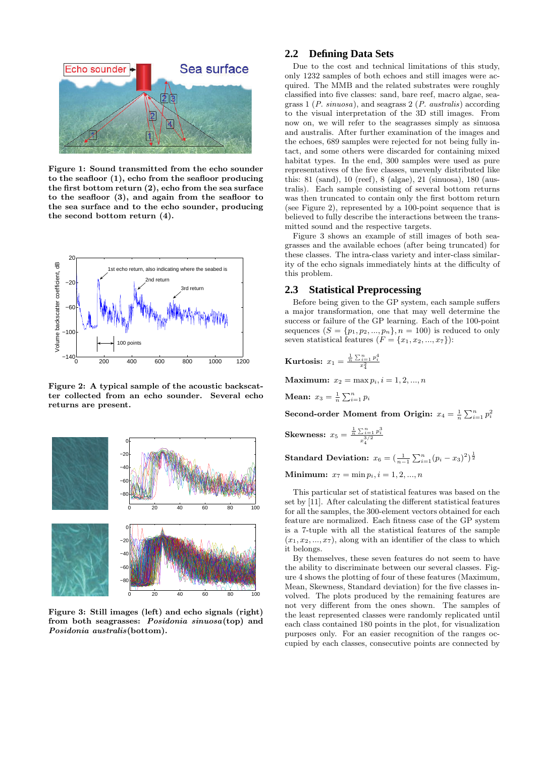Figure 1: Sound transmitted from the echo sounder to the seafloor (1), echo from the seafloor producing the first bottom return (2), echo from the sea surface to the seafloor (3), and again from the seafloor to the sea surface and to the echo sounder, producing the second bottom return (4).

Figure 2: A typical sample of the acoustic backscatter collected from an echo sounder. Several echo returns are present.

Figure 3: Still images (left) and echo signals (right) from both seagrasses: *Posidonia sinuosa*(top) and *Posidonia australis*(bottom).

## 2.2 Defining Data Sets

Due to the cost and technical limitations of this study, only 1232 samples of both echoes and still images were acquired. The MMB and the related substrates were roughly classified into five classes: sand, bare reef, macro algae, seagrass 1 (*P. sinuosa*), and seagrass 2 (*P. australis*) according to the visual interpretation of the 3D still images. From now on, we will refer to the seagrasses simply as sinuosa and australis. After further examination of the images and the echoes, 689 samples were rejected for not being fully intact, and some others were discarded for containing mixed habitat types. In the end, 300 samples were used as pure representatives of the five classes, unevenly distributed like this: 81 (sand), 10 (reef), 8 (algae), 21 (sinuosa), 180 (australis). Each sample consisting of several bottom returns was then truncated to contain only the first bottom return (see Figure 2), represented by a 100-point sequence that is believed to fully describe the interactions between the transmitted sound and the respective targets.

Figure 3 shows an example of still images of both seagrasses and the available echoes (after being truncated) for these classes. The intra-class variety and inter-class similarity of the echo signals immediately hints at the difficulty of this problem.

## 2.3 Statistical Preprocessing

Before being given to the GP system, each sample suffers a major transformation, one that may well determine the success or failure of the GP learning. Each of the 100-point sequences ($S = \{p_1, p_2, ..., p_n\}, n = 100$) is reduced to only seven statistical features ($F = \{x_1, x_2, ..., x_7\}$):

**Kurtosis:** $x_1 = \frac{\frac{1}{n}\sum_{i=1}^{n} p_i^4}{x_4^2}$

**Maximum:** $x_2 = \max p_i, i = 1, 2, ..., n$

**Mean:** $x_3 = \frac{1}{n}\sum_{i=1}^{n} p_i$

**Second-order Moment from Origin:** $x_4 = \frac{1}{n}\sum_{i=1}^{n} p_i^2$

**Skewness:** $x_5 = \frac{\frac{1}{n}\sum_{i=1}^{n} p_i^3}{x_4^{3/2}}$

**Standard Deviation:** $x_6 = (\frac{1}{n-1}\sum_{i=1}^{n}(p_i - x_3)^2)^{\frac{1}{2}}$

**Minimum:** $x_7 = \min p_i, i = 1, 2, ..., n$

This particular set of statistical features was based on the set by [11]. After calculating the different statistical features for all the samples, the 300-element vectors obtained for each feature are normalized. Each fitness case of the GP system is a 7-tuple with all the statistical features of the sample $(x_1, x_2, ..., x_7)$, along with an identifier of the class to which it belongs.

By themselves, these seven features do not seem to have the ability to discriminate between our several classes. Figure 4 shows the plotting of four of these features (Maximum, Mean, Skewness, Standard deviation) for the five classes involved. The plots produced by the remaining features are not very different from the ones shown. The samples of the least represented classes were randomly replicated until each class contained 180 points in the plot, for visualization purposes only. For an easier recognition of the ranges occupied by each classes, consecutive points are connected by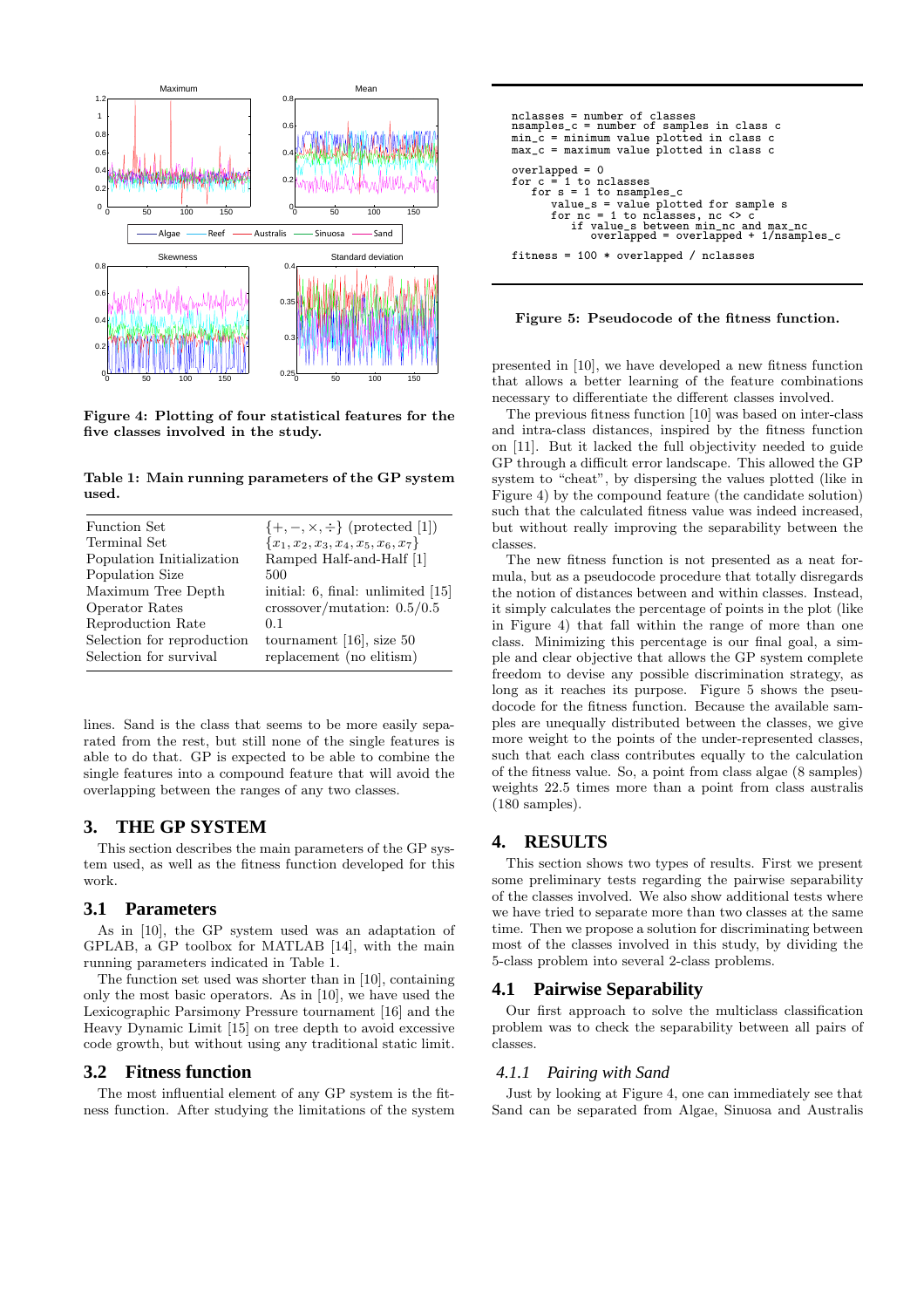Figure 4: Plotting of four statistical features for the five classes involved in the study.

Table 1: Main running parameters of the GP system used.

| | |
|---|---|
| Function Set | $\{+, -, \times, \div\}$ (protected [1]) |
| Terminal Set | $\{x_1, x_2, x_3, x_4, x_5, x_6, x_7\}$ |
| Population Initialization | Ramped Half-and-Half [1] |
| Population Size | 500 |
| Maximum Tree Depth | initial: 6, final: unlimited [15] |
| Operator Rates | crossover/mutation: 0.5/0.5 |
| Reproduction Rate | 0.1 |
| Selection for reproduction | tournament [16], size 50 |
| Selection for survival | replacement (no elitism) |

lines. Sand is the class that seems to be more easily separated from the rest, but still none of the single features is able to do that. GP is expected to be able to combine the single features into a compound feature that will avoid the overlapping between the ranges of any two classes.

## 3. THE GP SYSTEM

This section describes the main parameters of the GP system used, as well as the fitness function developed for this work.

### 3.1 Parameters

As in [10], the GP system used was an adaptation of GPLAB, a GP toolbox for MATLAB [14], with the main running parameters indicated in Table 1.

The function set used was shorter than in [10], containing only the most basic operators. As in [10], we have used the Lexicographic Parsimony Pressure tournament [16] and the Heavy Dynamic Limit [15] on tree depth to avoid excessive code growth, but without using any traditional static limit.

### 3.2 Fitness function

The most influential element of any GP system is the fitness function. After studying the limitations of the system

```
nclasses = number of classes
nsamples_c = number of samples in class c
min_c = minimum value plotted in class c
max_c = maximum value plotted in class c

overlapped = 0
for c = 1 to nclasses
   for s = 1 to nsamples_c
      value_s = value plotted for sample s
      for nc = 1 to nclasses, nc <> c
         if value_s between min_nc and max_nc
            overlapped = overlapped + 1/nsamples_c

fitness = 100 * overlapped / nclasses
```

Figure 5: Pseudocode of the fitness function.

presented in [10], we have developed a new fitness function that allows a better learning of the feature combinations necessary to differentiate the different classes involved.

The previous fitness function [10] was based on inter-class and intra-class distances, inspired by the fitness function on [11]. But it lacked the full objectivity needed to guide GP through a difficult error landscape. This allowed the GP system to "cheat", by dispersing the values plotted (like in Figure 4) by the compound feature (the candidate solution) such that the calculated fitness value was indeed increased, but without really improving the separability between the classes.

The new fitness function is not presented as a neat formula, but as a pseudocode procedure that totally disregards the notion of distances between and within classes. Instead, it simply calculates the percentage of points in the plot (like in Figure 4) that fall within the range of more than one class. Minimizing this percentage is our final goal, a simple and clear objective that allows the GP system complete freedom to devise any possible discrimination strategy, as long as it reaches its purpose. Figure 5 shows the pseudocode for the fitness function. Because the available samples are unequally distributed between the classes, we give more weight to the points of the under-represented classes, such that each class contributes equally to the calculation of the fitness value. So, a point from class algae (8 samples) weights 22.5 times more than a point from class australis (180 samples).

## 4. RESULTS

This section shows two types of results. First we present some preliminary tests regarding the pairwise separability of the classes involved. We also show additional tests where we have tried to separate more than two classes at the same time. Then we propose a solution for discriminating between most of the classes involved in this study, by dividing the 5-class problem into several 2-class problems.

### 4.1 Pairwise Separability

Our first approach to solve the multiclass classification problem was to check the separability between all pairs of classes.

#### *4.1.1 Pairing with Sand*

Just by looking at Figure 4, one can immediately see that Sand can be separated from Algae, Sinuosa and Australis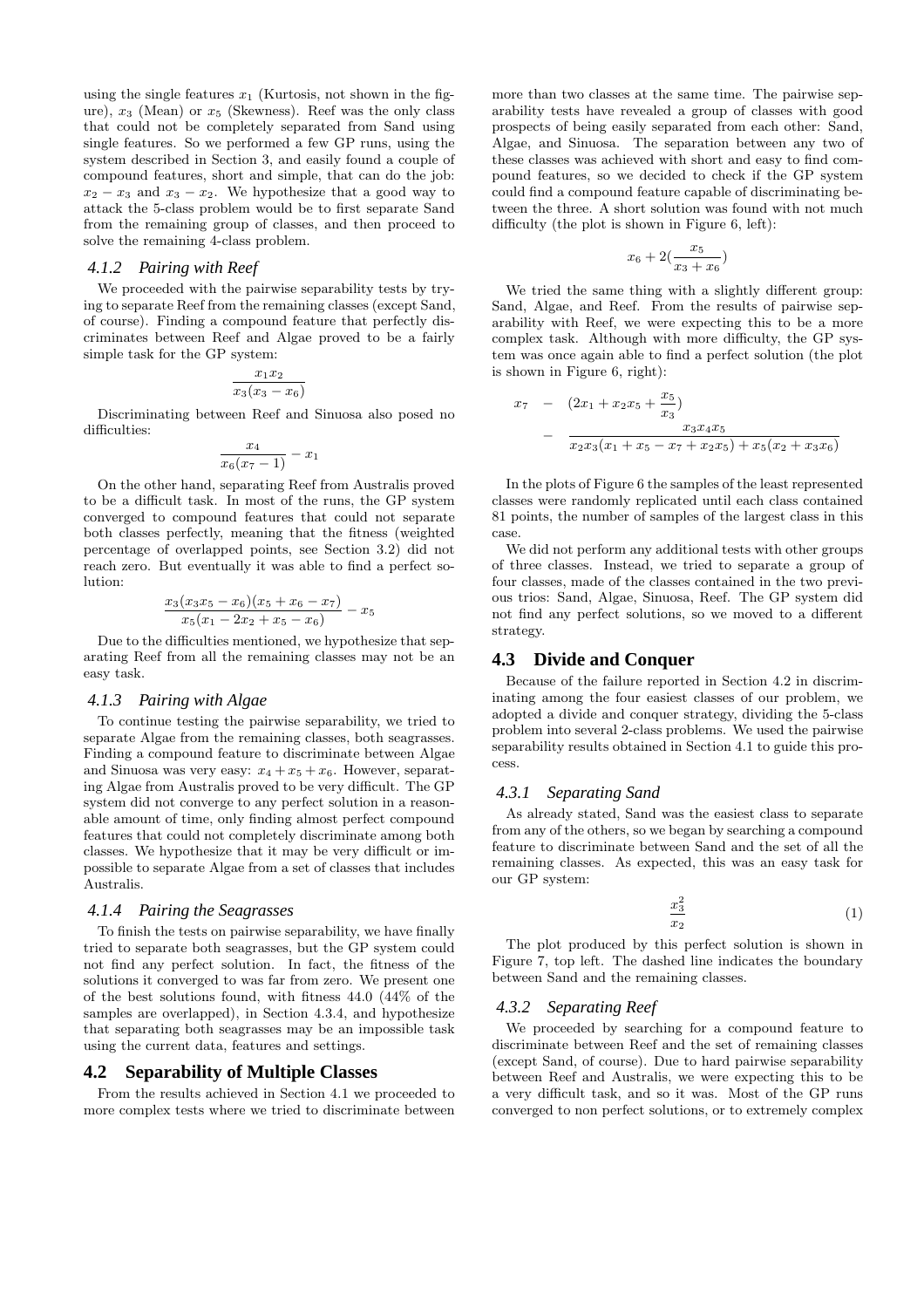using the single features $x_1$ (Kurtosis, not shown in the figure), $x_3$ (Mean) or $x_5$ (Skewness). Reef was the only class that could not be completely separated from Sand using single features. So we performed a few GP runs, using the system described in Section 3, and easily found a couple of compound features, short and simple, that can do the job: $x_2 - x_3$ and $x_3 - x_2$. We hypothesize that a good way to attack the 5-class problem would be to first separate Sand from the remaining group of classes, and then proceed to solve the remaining 4-class problem.

### *4.1.2 Pairing with Reef*

We proceeded with the pairwise separability tests by trying to separate Reef from the remaining classes (except Sand, of course). Finding a compound feature that perfectly discriminates between Reef and Algae proved to be a fairly simple task for the GP system:

$$\frac{x_1 x_2}{x_3(x_3 - x_6)}$$

Discriminating between Reef and Sinuosa also posed no difficulties:

$$\frac{x_4}{x_6(x_7 - 1)} - x_1$$

On the other hand, separating Reef from Australis proved to be a difficult task. In most of the runs, the GP system converged to compound features that could not separate both classes perfectly, meaning that the fitness (weighted percentage of overlapped points, see Section 3.2) did not reach zero. But eventually it was able to find a perfect solution:

$$\frac{x_3(x_3 x_5 - x_6)(x_5 + x_6 - x_7)}{x_5(x_1 - 2x_2 + x_5 - x_6)} - x_5$$

Due to the difficulties mentioned, we hypothesize that separating Reef from all the remaining classes may not be an easy task.

### *4.1.3 Pairing with Algae*

To continue testing the pairwise separability, we tried to separate Algae from the remaining classes, both seagrasses. Finding a compound feature to discriminate between Algae and Sinuosa was very easy: $x_4 + x_5 + x_6$. However, separating Algae from Australis proved to be very difficult. The GP system did not converge to any perfect solution in a reasonable amount of time, only finding almost perfect compound features that could not completely discriminate among both classes. We hypothesize that it may be very difficult or impossible to separate Algae from a set of classes that includes Australis.

### *4.1.4 Pairing the Seagrasses*

To finish the tests on pairwise separability, we have finally tried to separate both seagrasses, but the GP system could not find any perfect solution. In fact, the fitness of the solutions it converged to was far from zero. We present one of the best solutions found, with fitness 44.0 (44% of the samples are overlapped), in Section 4.3.4, and hypothesize that separating both seagrasses may be an impossible task using the current data, features and settings.

## 4.2 Separability of Multiple Classes

From the results achieved in Section 4.1 we proceeded to more complex tests where we tried to discriminate between more than two classes at the same time. The pairwise separability tests have revealed a group of classes with good prospects of being easily separated from each other: Sand, Algae, and Sinuosa. The separation between any two of these classes was achieved with short and easy to find compound features, so we decided to check if the GP system could find a compound feature capable of discriminating between the three. A short solution was found with not much difficulty (the plot is shown in Figure 6, left):

$$x_6 + 2\left(\frac{x_5}{x_3 + x_6}\right)$$

We tried the same thing with a slightly different group: Sand, Algae, and Reef. From the results of pairwise separability with Reef, we were expecting this to be a more complex task. Although with more difficulty, the GP system was once again able to find a perfect solution (the plot is shown in Figure 6, right):

$$\begin{aligned} x_7 \;&-\; \left(2x_1 + x_2 x_5 + \frac{x_5}{x_3}\right) \\ &-\; \frac{x_3 x_4 x_5}{x_2 x_3(x_1 + x_5 - x_7 + x_2 x_5) + x_5(x_2 + x_3 x_6)} \end{aligned}$$

In the plots of Figure 6 the samples of the least represented classes were randomly replicated until each class contained 81 points, the number of samples of the largest class in this case.

We did not perform any additional tests with other groups of three classes. Instead, we tried to separate a group of four classes, made of the classes contained in the two previous trios: Sand, Algae, Sinuosa, Reef. The GP system did not find any perfect solutions, so we moved to a different strategy.

## 4.3 Divide and Conquer

Because of the failure reported in Section 4.2 in discriminating among the four easiest classes of our problem, we adopted a divide and conquer strategy, dividing the 5-class problem into several 2-class problems. We used the pairwise separability results obtained in Section 4.1 to guide this process.

### *4.3.1 Separating Sand*

As already stated, Sand was the easiest class to separate from any of the others, so we began by searching a compound feature to discriminate between Sand and the set of all the remaining classes. As expected, this was an easy task for our GP system:

$$\frac{x_3^2}{x_2} \tag{1}$$

The plot produced by this perfect solution is shown in Figure 7, top left. The dashed line indicates the boundary between Sand and the remaining classes.

### *4.3.2 Separating Reef*

We proceeded by searching for a compound feature to discriminate between Reef and the set of remaining classes (except Sand, of course). Due to hard pairwise separability between Reef and Australis, we were expecting this to be a very difficult task, and so it was. Most of the GP runs converged to non perfect solutions, or to extremely complex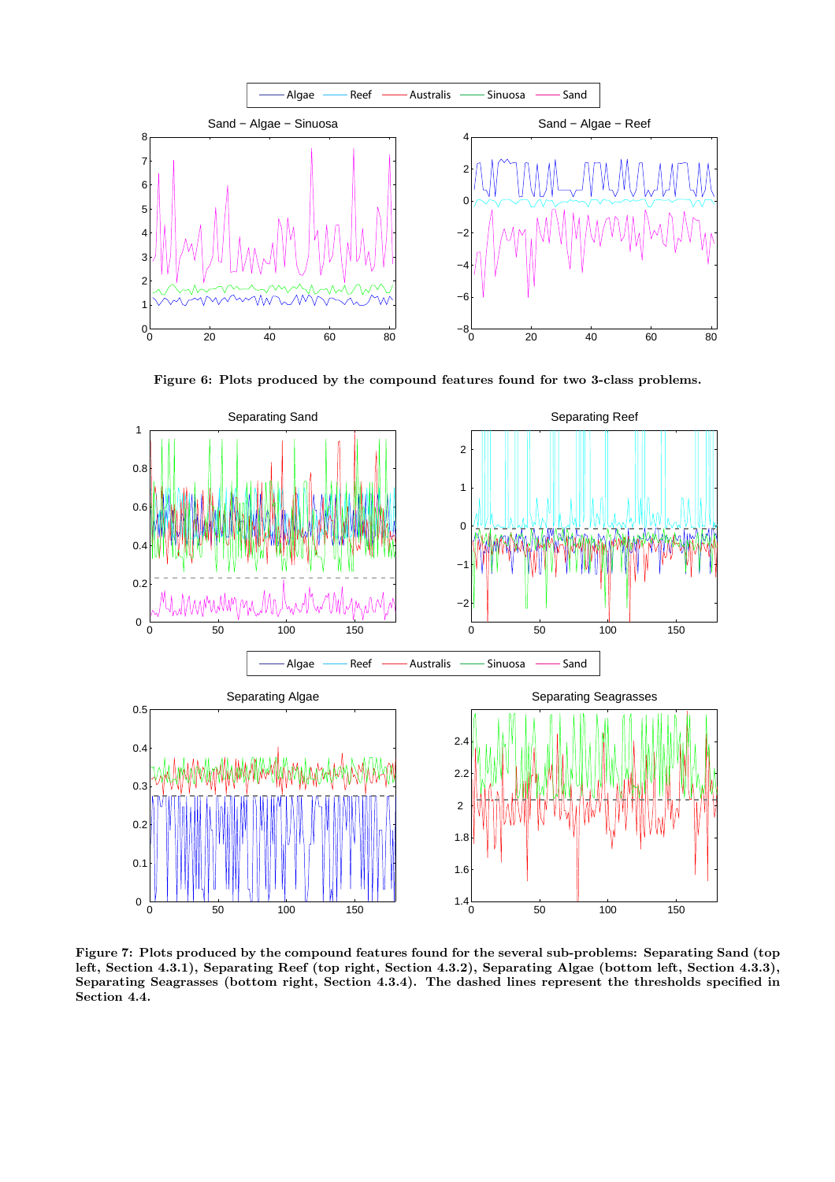**Figure 6: Plots produced by the compound features found for two 3-class problems.**

**Figure 7: Plots produced by the compound features found for the several sub-problems: Separating Sand (top left, Section 4.3.1), Separating Reef (top right, Section 4.3.2), Separating Algae (bottom left, Section 4.3.3), Separating Seagrasses (bottom right, Section 4.3.4). The dashed lines represent the thresholds specified in Section 4.4.**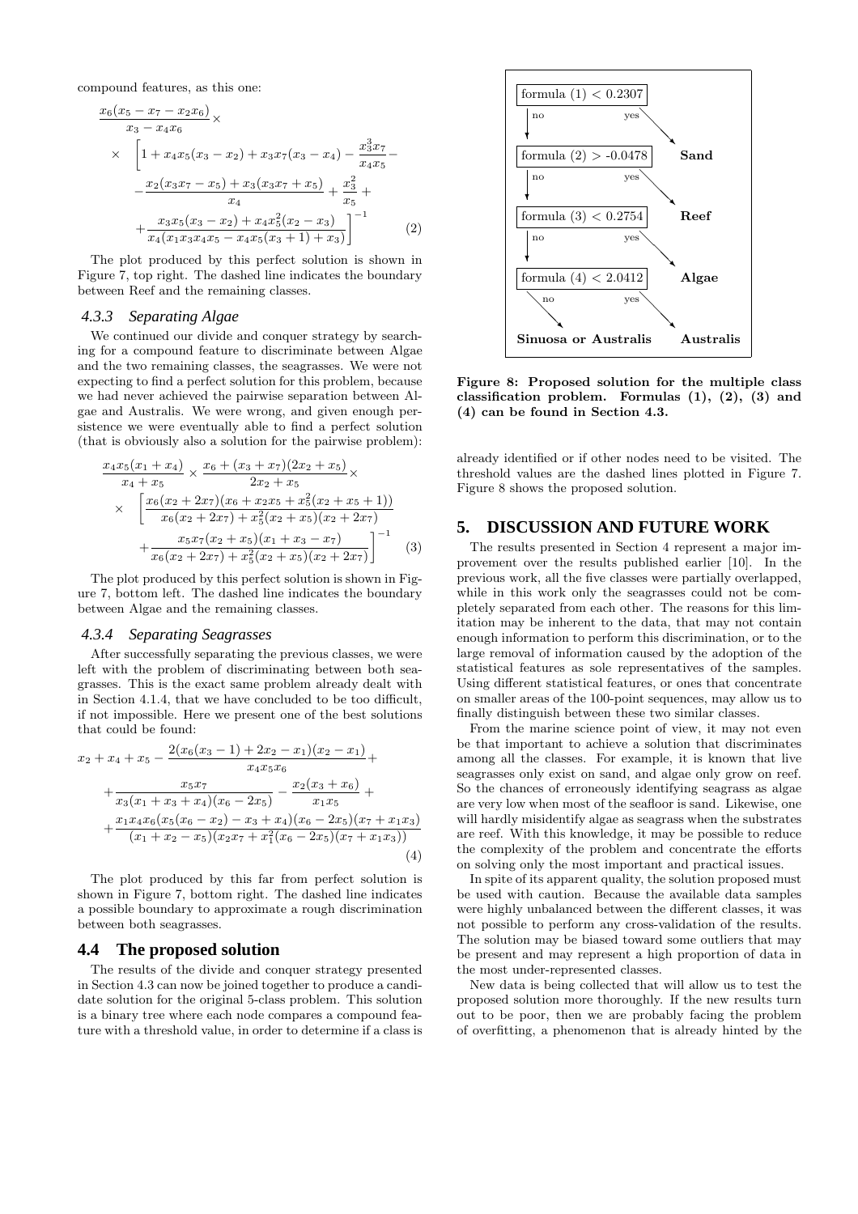compound features, as this one:

$$\frac{x_6(x_5 - x_7 - x_2 x_6)}{x_3 - x_4 x_6} \times \\ \times \left[1 + x_4 x_5(x_3 - x_2) + x_3 x_7(x_3 - x_4) - \frac{x_3^3 x_7}{x_4 x_5} - \right. \\ - \frac{x_2(x_3 x_7 - x_5) + x_3(x_3 x_7 + x_5)}{x_4} + \frac{x_3^2}{x_5} + \\ \left. + \frac{x_3 x_5(x_3 - x_2) + x_4 x_5^2(x_2 - x_3)}{x_4(x_1 x_3 x_4 x_5 - x_4 x_5(x_3 + 1) + x_3)}\right]^{-1} \quad (2)$$

The plot produced by this perfect solution is shown in Figure 7, top right. The dashed line indicates the boundary between Reef and the remaining classes.

#### 4.3.3 Separating Algae

We continued our divide and conquer strategy by searching for a compound feature to discriminate between Algae and the two remaining classes, the seagrasses. We were not expecting to find a perfect solution for this problem, because we had never achieved the pairwise separation between Algae and Australis. We were wrong, and given enough persistence we were eventually able to find a perfect solution (that is obviously also a solution for the pairwise problem):

$$\frac{x_4 x_5(x_1 + x_4)}{x_4 + x_5} \times \frac{x_6 + (x_3 + x_7)(2x_2 + x_5)}{2x_2 + x_5} \times \\ \times \left[\frac{x_6(x_2 + 2x_7)(x_6 + x_2 x_5 + x_5^2(x_2 + x_5 + 1))}{x_6(x_2 + 2x_7) + x_5^2(x_2 + x_5)(x_2 + 2x_7)} \right. \\ \left. + \frac{x_5 x_7(x_2 + x_5)(x_1 + x_3 - x_7)}{x_6(x_2 + 2x_7) + x_5^2(x_2 + x_5)(x_2 + 2x_7)}\right]^{-1} \quad (3)$$

The plot produced by this perfect solution is shown in Figure 7, bottom left. The dashed line indicates the boundary between Algae and the remaining classes.

#### 4.3.4 Separating Seagrasses

After successfully separating the previous classes, we were left with the problem of discriminating between both seagrasses. This is the exact same problem already dealt with in Section 4.1.4, that we have concluded to be too difficult, if not impossible. Here we present one of the best solutions that could be found:

$$x_2 + x_4 + x_5 - \frac{2(x_6(x_3 - 1) + 2x_2 - x_1)(x_2 - x_1)}{x_4 x_5 x_6} + \\ + \frac{x_5 x_7}{x_3(x_1 + x_3 + x_4)(x_6 - 2x_5)} - \frac{x_2(x_3 + x_6)}{x_1 x_5} + \\ + \frac{x_1 x_4 x_6(x_5(x_6 - x_2) - x_3 + x_4)(x_6 - 2x_5)(x_7 + x_1 x_3)}{(x_1 + x_2 - x_5)(x_2 x_7 + x_1^2(x_6 - 2x_5)(x_7 + x_1 x_3))} \quad (4)$$

The plot produced by this far from perfect solution is shown in Figure 7, bottom right. The dashed line indicates a possible boundary to approximate a rough discrimination between both seagrasses.

### 4.4 The proposed solution

The results of the divide and conquer strategy presented in Section 4.3 can now be joined together to produce a candidate solution for the original 5-class problem. This solution is a binary tree where each node compares a compound feature with a threshold value, in order to determine if a class is already identified or if other nodes need to be visited. The threshold values are the dashed lines plotted in Figure 7. Figure 8 shows the proposed solution.

```
formula (1) < 0.2307
  no  -> formula (2) > -0.0478
  yes -> Sand
formula (2) > -0.0478
  no  -> formula (3) < 0.2754
  yes -> Reef
formula (3) < 0.2754
  no  -> formula (4) < 2.0412
  yes -> Algae
formula (4) < 2.0412
  no  -> Sinuosa or Australis
  yes -> Australis
```

**Figure 8: Proposed solution for the multiple class classification problem. Formulas (1), (2), (3) and (4) can be found in Section 4.3.**

## 5. DISCUSSION AND FUTURE WORK

The results presented in Section 4 represent a major improvement over the results published earlier [10]. In the previous work, all the five classes were partially overlapped, while in this work only the seagrasses could not be completely separated from each other. The reasons for this limitation may be inherent to the data, that may not contain enough information to perform this discrimination, or to the large removal of information caused by the adoption of the statistical features as sole representatives of the samples. Using different statistical features, or ones that concentrate on smaller areas of the 100-point sequences, may allow us to finally distinguish between these two similar classes.

From the marine science point of view, it may not even be that important to achieve a solution that discriminates among all the classes. For example, it is known that live seagrasses only exist on sand, and algae only grow on reef. So the chances of erroneously identifying seagrass as algae are very low when most of the seafloor is sand. Likewise, one will hardly misidentify algae as seagrass when the substrates are reef. With this knowledge, it may be possible to reduce the complexity of the problem and concentrate the efforts on solving only the most important and practical issues.

In spite of its apparent quality, the solution proposed must be used with caution. Because the available data samples were highly unbalanced between the different classes, it was not possible to perform any cross-validation of the results. The solution may be biased toward some outliers that may be present and may represent a high proportion of data in the most under-represented classes.

New data is being collected that will allow us to test the proposed solution more thoroughly. If the new results turn out to be poor, then we are probably facing the problem of overfitting, a phenomenon that is already hinted by the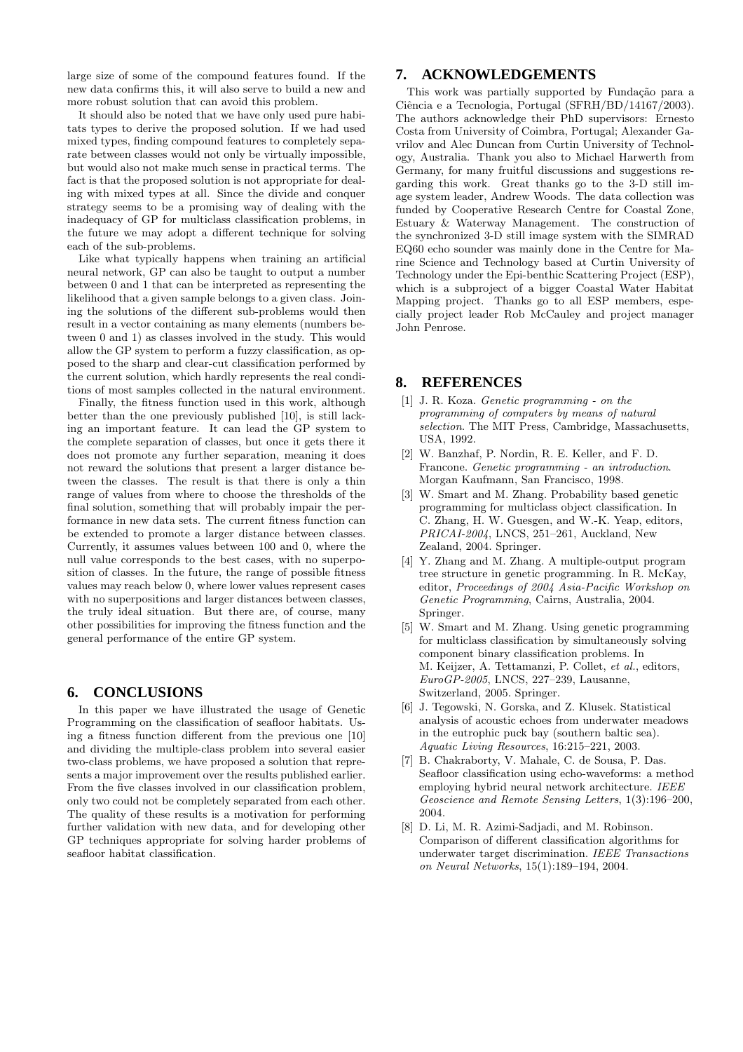large size of some of the compound features found. If the new data confirms this, it will also serve to build a new and more robust solution that can avoid this problem.

It should also be noted that we have only used pure habitats types to derive the proposed solution. If we had used mixed types, finding compound features to completely separate between classes would not only be virtually impossible, but would also not make much sense in practical terms. The fact is that the proposed solution is not appropriate for dealing with mixed types at all. Since the divide and conquer strategy seems to be a promising way of dealing with the inadequacy of GP for multiclass classification problems, in the future we may adopt a different technique for solving each of the sub-problems.

Like what typically happens when training an artificial neural network, GP can also be taught to output a number between 0 and 1 that can be interpreted as representing the likelihood that a given sample belongs to a given class. Joining the solutions of the different sub-problems would then result in a vector containing as many elements (numbers between 0 and 1) as classes involved in the study. This would allow the GP system to perform a fuzzy classification, as opposed to the sharp and clear-cut classification performed by the current solution, which hardly represents the real conditions of most samples collected in the natural environment.

Finally, the fitness function used in this work, although better than the one previously published [10], is still lacking an important feature. It can lead the GP system to the complete separation of classes, but once it gets there it does not promote any further separation, meaning it does not reward the solutions that present a larger distance between the classes. The result is that there is only a thin range of values from where to choose the thresholds of the final solution, something that will probably impair the performance in new data sets. The current fitness function can be extended to promote a larger distance between classes. Currently, it assumes values between 100 and 0, where the null value corresponds to the best cases, with no superposition of classes. In the future, the range of possible fitness values may reach below 0, where lower values represent cases with no superpositions and larger distances between classes, the truly ideal situation. But there are, of course, many other possibilities for improving the fitness function and the general performance of the entire GP system.

## 6. CONCLUSIONS

In this paper we have illustrated the usage of Genetic Programming on the classification of seafloor habitats. Using a fitness function different from the previous one [10] and dividing the multiple-class problem into several easier two-class problems, we have proposed a solution that represents a major improvement over the results published earlier. From the five classes involved in our classification problem, only two could not be completely separated from each other. The quality of these results is a motivation for performing further validation with new data, and for developing other GP techniques appropriate for solving harder problems of seafloor habitat classification.

## 7. ACKNOWLEDGEMENTS

This work was partially supported by Fundação para a Ciência e a Tecnologia, Portugal (SFRH/BD/14167/2003). The authors acknowledge their PhD supervisors: Ernesto Costa from University of Coimbra, Portugal; Alexander Gavrilov and Alec Duncan from Curtin University of Technology, Australia. Thank you also to Michael Harwerth from Germany, for many fruitful discussions and suggestions regarding this work. Great thanks go to the 3-D still image system leader, Andrew Woods. The data collection was funded by Cooperative Research Centre for Coastal Zone, Estuary & Waterway Management. The construction of the synchronized 3-D still image system with the SIMRAD EQ60 echo sounder was mainly done in the Centre for Marine Science and Technology based at Curtin University of Technology under the Epi-benthic Scattering Project (ESP), which is a subproject of a bigger Coastal Water Habitat Mapping project. Thanks go to all ESP members, especially project leader Rob McCauley and project manager John Penrose.

## 8. REFERENCES

[1] J. R. Koza. *Genetic programming - on the programming of computers by means of natural selection*. The MIT Press, Cambridge, Massachusetts, USA, 1992.

[2] W. Banzhaf, P. Nordin, R. E. Keller, and F. D. Francone. *Genetic programming - an introduction*. Morgan Kaufmann, San Francisco, 1998.

[3] W. Smart and M. Zhang. Probability based genetic programming for multiclass object classification. In C. Zhang, H. W. Guesgen, and W.-K. Yeap, editors, *PRICAI-2004*, LNCS, 251–261, Auckland, New Zealand, 2004. Springer.

[4] Y. Zhang and M. Zhang. A multiple-output program tree structure in genetic programming. In R. McKay, editor, *Proceedings of 2004 Asia-Pacific Workshop on Genetic Programming*, Cairns, Australia, 2004. Springer.

[5] W. Smart and M. Zhang. Using genetic programming for multiclass classification by simultaneously solving component binary classification problems. In M. Keijzer, A. Tettamanzi, P. Collet, *et al.*, editors, *EuroGP-2005*, LNCS, 227–239, Lausanne, Switzerland, 2005. Springer.

[6] J. Tegowski, N. Gorska, and Z. Klusek. Statistical analysis of acoustic echoes from underwater meadows in the eutrophic puck bay (southern baltic sea). *Aquatic Living Resources*, 16:215–221, 2003.

[7] B. Chakraborty, V. Mahale, C. de Sousa, P. Das. Seafloor classification using echo-waveforms: a method employing hybrid neural network architecture. *IEEE Geoscience and Remote Sensing Letters*, 1(3):196–200, 2004.

[8] D. Li, M. R. Azimi-Sadjadi, and M. Robinson. Comparison of different classification algorithms for underwater target discrimination. *IEEE Transactions on Neural Networks*, 15(1):189–194, 2004.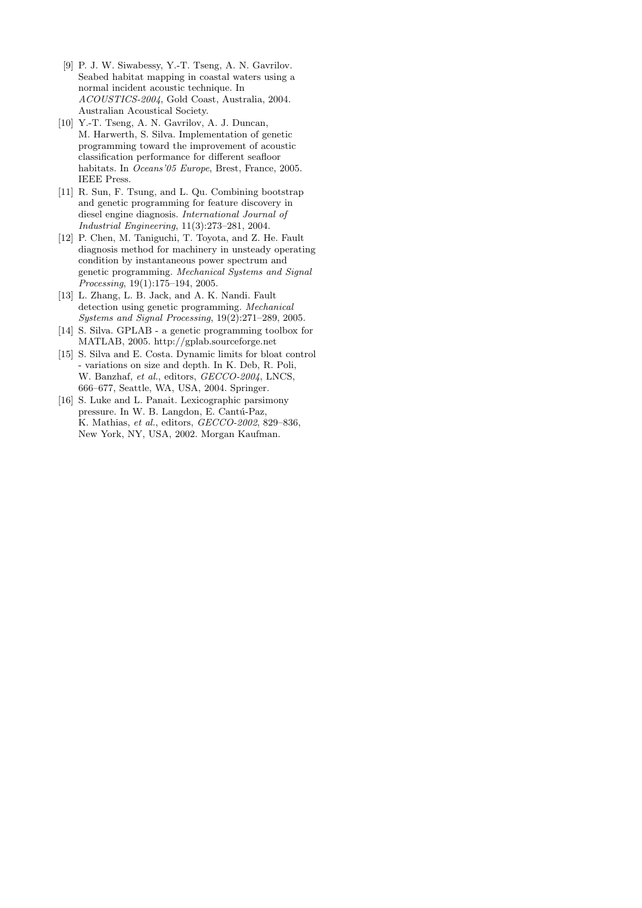[9] P. J. W. Siwabessy, Y.-T. Tseng, A. N. Gavrilov. Seabed habitat mapping in coastal waters using a normal incident acoustic technique. In *ACOUSTICS-2004*, Gold Coast, Australia, 2004. Australian Acoustical Society.

[10] Y.-T. Tseng, A. N. Gavrilov, A. J. Duncan, M. Harwerth, S. Silva. Implementation of genetic programming toward the improvement of acoustic classification performance for different seafloor habitats. In *Oceans'05 Europe*, Brest, France, 2005. IEEE Press.

[11] R. Sun, F. Tsung, and L. Qu. Combining bootstrap and genetic programming for feature discovery in diesel engine diagnosis. *International Journal of Industrial Engineering*, 11(3):273–281, 2004.

[12] P. Chen, M. Taniguchi, T. Toyota, and Z. He. Fault diagnosis method for machinery in unsteady operating condition by instantaneous power spectrum and genetic programming. *Mechanical Systems and Signal Processing*, 19(1):175–194, 2005.

[13] L. Zhang, L. B. Jack, and A. K. Nandi. Fault detection using genetic programming. *Mechanical Systems and Signal Processing*, 19(2):271–289, 2005.

[14] S. Silva. GPLAB - a genetic programming toolbox for MATLAB, 2005. http://gplab.sourceforge.net

[15] S. Silva and E. Costa. Dynamic limits for bloat control - variations on size and depth. In K. Deb, R. Poli, W. Banzhaf, *et al.*, editors, *GECCO-2004*, LNCS, 666–677, Seattle, WA, USA, 2004. Springer.

[16] S. Luke and L. Panait. Lexicographic parsimony pressure. In W. B. Langdon, E. Cantú-Paz, K. Mathias, *et al.*, editors, *GECCO-2002*, 829–836, New York, NY, USA, 2002. Morgan Kaufman.